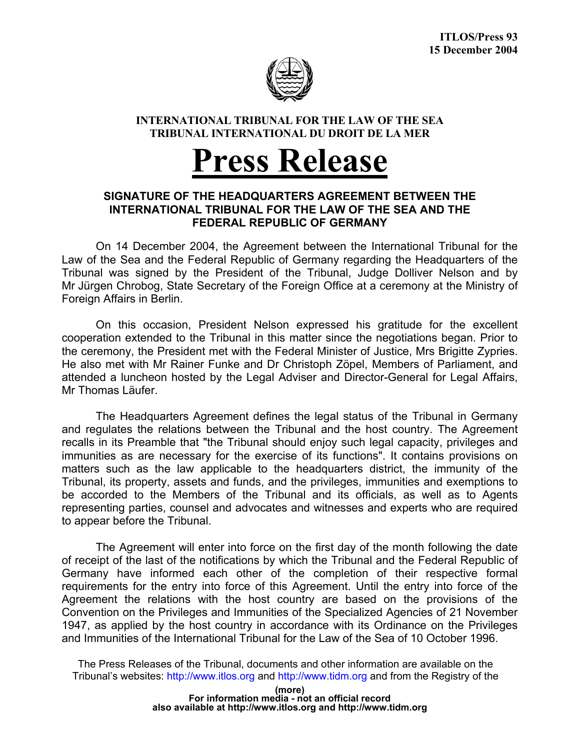ITLOS/Press 93
15 December 2004

**INTERNATIONAL TRIBUNAL FOR THE LAW OF THE SEA**
**TRIBUNAL INTERNATIONAL DU DROIT DE LA MER**

# Press Release

## SIGNATURE OF THE HEADQUARTERS AGREEMENT BETWEEN THE INTERNATIONAL TRIBUNAL FOR THE LAW OF THE SEA AND THE FEDERAL REPUBLIC OF GERMANY

On 14 December 2004, the Agreement between the International Tribunal for the Law of the Sea and the Federal Republic of Germany regarding the Headquarters of the Tribunal was signed by the President of the Tribunal, Judge Dolliver Nelson and by Mr Jürgen Chrobog, State Secretary of the Foreign Office at a ceremony at the Ministry of Foreign Affairs in Berlin.

On this occasion, President Nelson expressed his gratitude for the excellent cooperation extended to the Tribunal in this matter since the negotiations began. Prior to the ceremony, the President met with the Federal Minister of Justice, Mrs Brigitte Zypries. He also met with Mr Rainer Funke and Dr Christoph Zöpel, Members of Parliament, and attended a luncheon hosted by the Legal Adviser and Director-General for Legal Affairs, Mr Thomas Läufer.

The Headquarters Agreement defines the legal status of the Tribunal in Germany and regulates the relations between the Tribunal and the host country. The Agreement recalls in its Preamble that "the Tribunal should enjoy such legal capacity, privileges and immunities as are necessary for the exercise of its functions". It contains provisions on matters such as the law applicable to the headquarters district, the immunity of the Tribunal, its property, assets and funds, and the privileges, immunities and exemptions to be accorded to the Members of the Tribunal and its officials, as well as to Agents representing parties, counsel and advocates and witnesses and experts who are required to appear before the Tribunal.

The Agreement will enter into force on the first day of the month following the date of receipt of the last of the notifications by which the Tribunal and the Federal Republic of Germany have informed each other of the completion of their respective formal requirements for the entry into force of this Agreement. Until the entry into force of the Agreement the relations with the host country are based on the provisions of the Convention on the Privileges and Immunities of the Specialized Agencies of 21 November 1947, as applied by the host country in accordance with its Ordinance on the Privileges and Immunities of the International Tribunal for the Law of the Sea of 10 October 1996.

The Press Releases of the Tribunal, documents and other information are available on the Tribunal's websites: http://www.itlos.org and http://www.tidm.org and from the Registry of the

(more)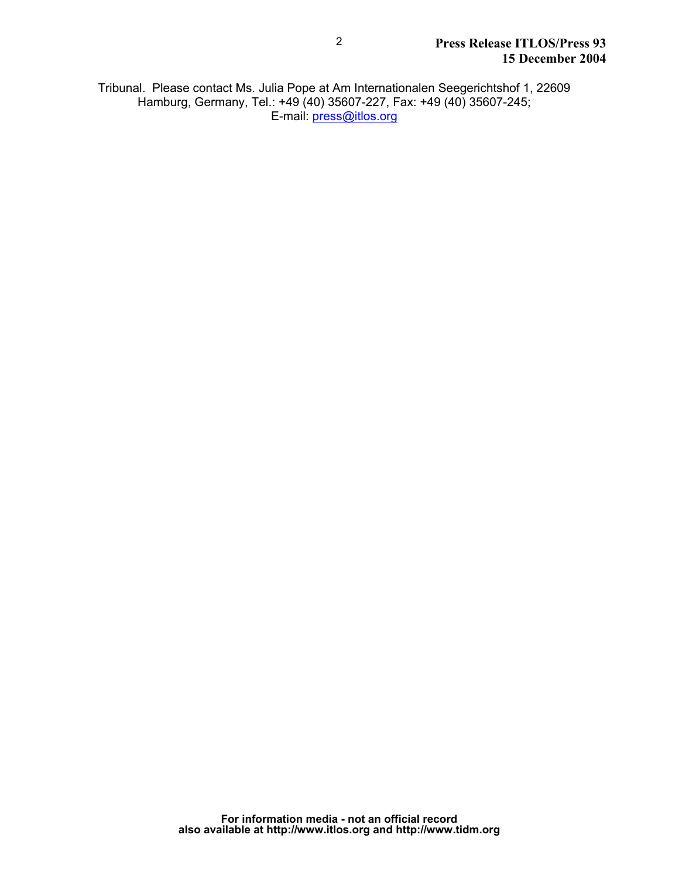Tribunal. Please contact Ms. Julia Pope at Am Internationalen Seegerichtshof 1, 22609 Hamburg, Germany, Tel.: +49 (40) 35607-227, Fax: +49 (40) 35607-245; E-mail: press@itlos.org

**For information media - not an official record**
**also available at http://www.itlos.org and http://www.tidm.org**